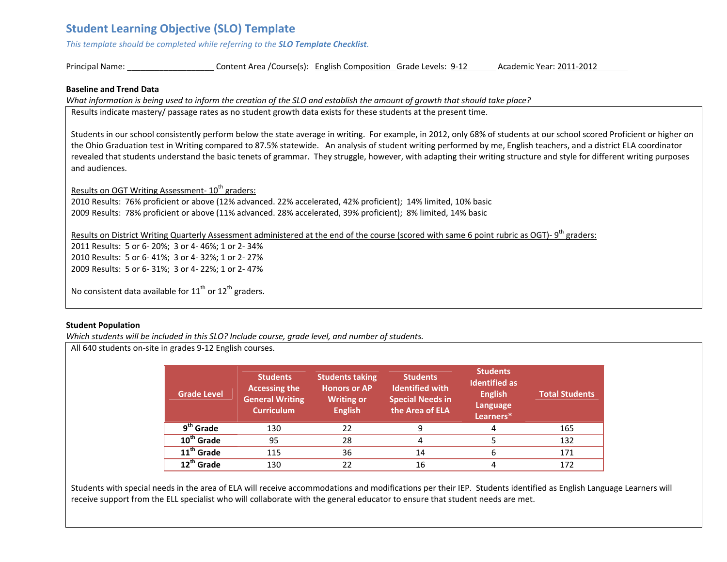# Student Learning Objective (SLO) Template

*This template should be completed while referring to the **SLO Template Checklist**.*

Principal Name: ___________________ Content Area /Course(s): English Composition Grade Levels: 9-12 Academic Year: 2011-2012

**Baseline and Trend Data**

*What information is being used to inform the creation of the SLO and establish the amount of growth that should take place?*

Results indicate mastery/ passage rates as no student growth data exists for these students at the present time.

Students in our school consistently perform below the state average in writing. For example, in 2012, only 68% of students at our school scored Proficient or higher on the Ohio Graduation test in Writing compared to 87.5% statewide. An analysis of student writing performed by me, English teachers, and a district ELA coordinator revealed that students understand the basic tenets of grammar. They struggle, however, with adapting their writing structure and style for different writing purposes and audiences.

Results on OGT Writing Assessment- 10th graders:

2010 Results: 76% proficient or above (12% advanced. 22% accelerated, 42% proficient); 14% limited, 10% basic

2009 Results: 78% proficient or above (11% advanced. 28% accelerated, 39% proficient); 8% limited, 14% basic

Results on District Writing Quarterly Assessment administered at the end of the course (scored with same 6 point rubric as OGT)- 9th graders:

2011 Results: 5 or 6- 20%; 3 or 4- 46%; 1 or 2- 34%

2010 Results: 5 or 6- 41%; 3 or 4- 32%; 1 or 2- 27%

2009 Results: 5 or 6- 31%; 3 or 4- 22%; 1 or 2- 47%

No consistent data available for 11th or 12th graders.

**Student Population**

*Which students will be included in this SLO? Include course, grade level, and number of students.*

All 640 students on-site in grades 9-12 English courses.

| Grade Level | Students Accessing the General Writing Curriculum | Students taking Honors or AP Writing or English | Students Identified with Special Needs in the Area of ELA | Students Identified as English Language Learners* | Total Students |
|---|---|---|---|---|---|
| 9th Grade | 130 | 22 | 9 | 4 | 165 |
| 10th Grade | 95 | 28 | 4 | 5 | 132 |
| 11th Grade | 115 | 36 | 14 | 6 | 171 |
| 12th Grade | 130 | 22 | 16 | 4 | 172 |

Students with special needs in the area of ELA will receive accommodations and modifications per their IEP. Students identified as English Language Learners will receive support from the ELL specialist who will collaborate with the general educator to ensure that student needs are met.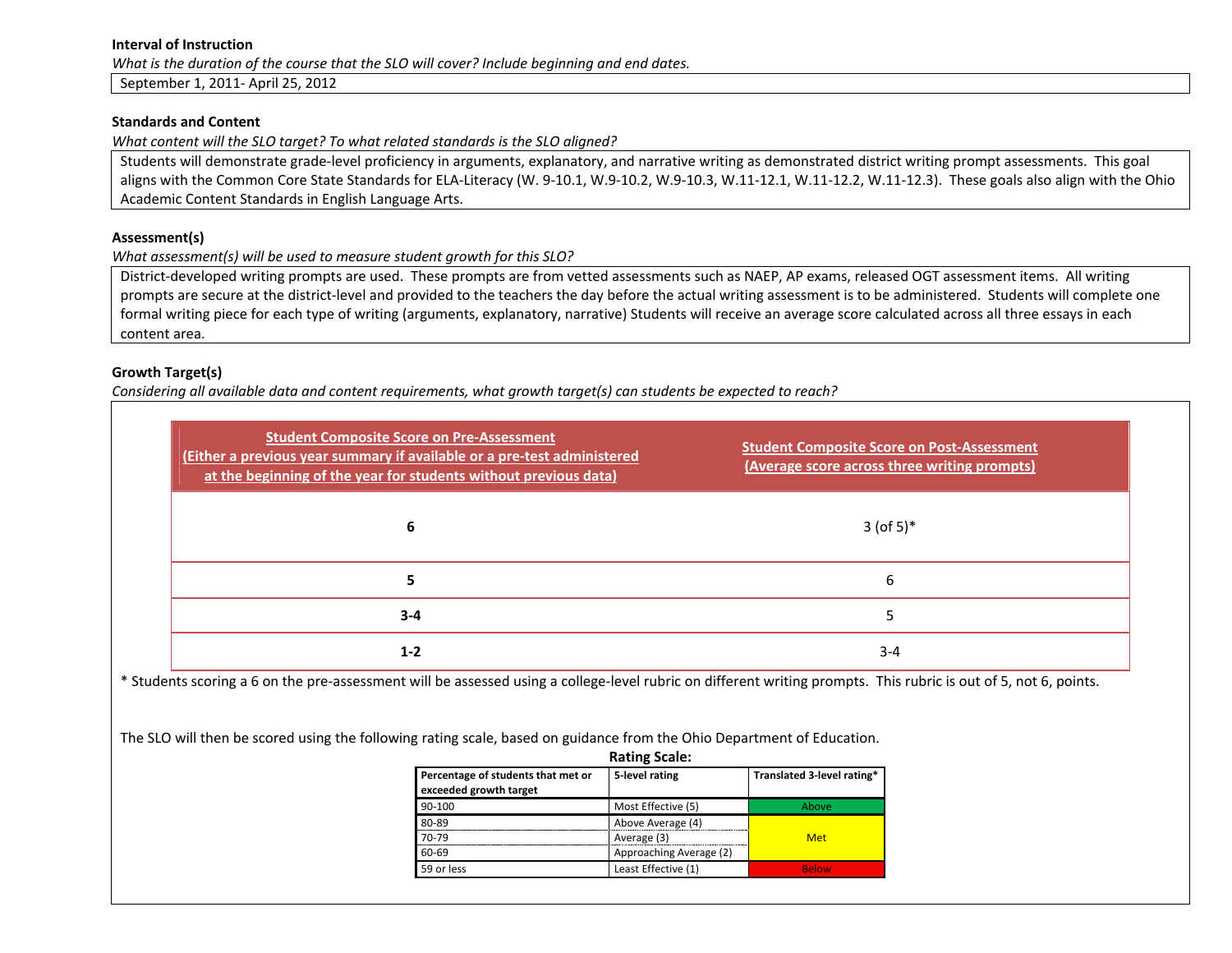**Interval of Instruction**

*What is the duration of the course that the SLO will cover? Include beginning and end dates.*

September 1, 2011- April 25, 2012

**Standards and Content**

*What content will the SLO target? To what related standards is the SLO aligned?*

Students will demonstrate grade-level proficiency in arguments, explanatory, and narrative writing as demonstrated district writing prompt assessments. This goal aligns with the Common Core State Standards for ELA-Literacy (W. 9-10.1, W.9-10.2, W.9-10.3, W.11-12.1, W.11-12.2, W.11-12.3). These goals also align with the Ohio Academic Content Standards in English Language Arts.

**Assessment(s)**

*What assessment(s) will be used to measure student growth for this SLO?*

District-developed writing prompts are used. These prompts are from vetted assessments such as NAEP, AP exams, released OGT assessment items. All writing prompts are secure at the district-level and provided to the teachers the day before the actual writing assessment is to be administered. Students will complete one formal writing piece for each type of writing (arguments, explanatory, narrative) Students will receive an average score calculated across all three essays in each content area.

**Growth Target(s)**

*Considering all available data and content requirements, what growth target(s) can students be expected to reach?*

| Student Composite Score on Pre-Assessment (Either a previous year summary if available or a pre-test administered at the beginning of the year for students without previous data) | Student Composite Score on Post-Assessment (Average score across three writing prompts) |
|---|---|
| **6** | 3 (of 5)* |
| **5** | 6 |
| **3-4** | 5 |
| **1-2** | 3-4 |

* Students scoring a 6 on the pre-assessment will be assessed using a college-level rubric on different writing prompts. This rubric is out of 5, not 6, points.

The SLO will then be scored using the following rating scale, based on guidance from the Ohio Department of Education.

**Rating Scale:**

| Percentage of students that met or exceeded growth target | 5-level rating | Translated 3-level rating* |
|---|---|---|
| 90-100 | Most Effective (5) | Above |
| 80-89 | Above Average (4) | Met |
| 70-79 | Average (3) | Met |
| 60-69 | Approaching Average (2) | Met |
| 59 or less | Least Effective (1) | Below |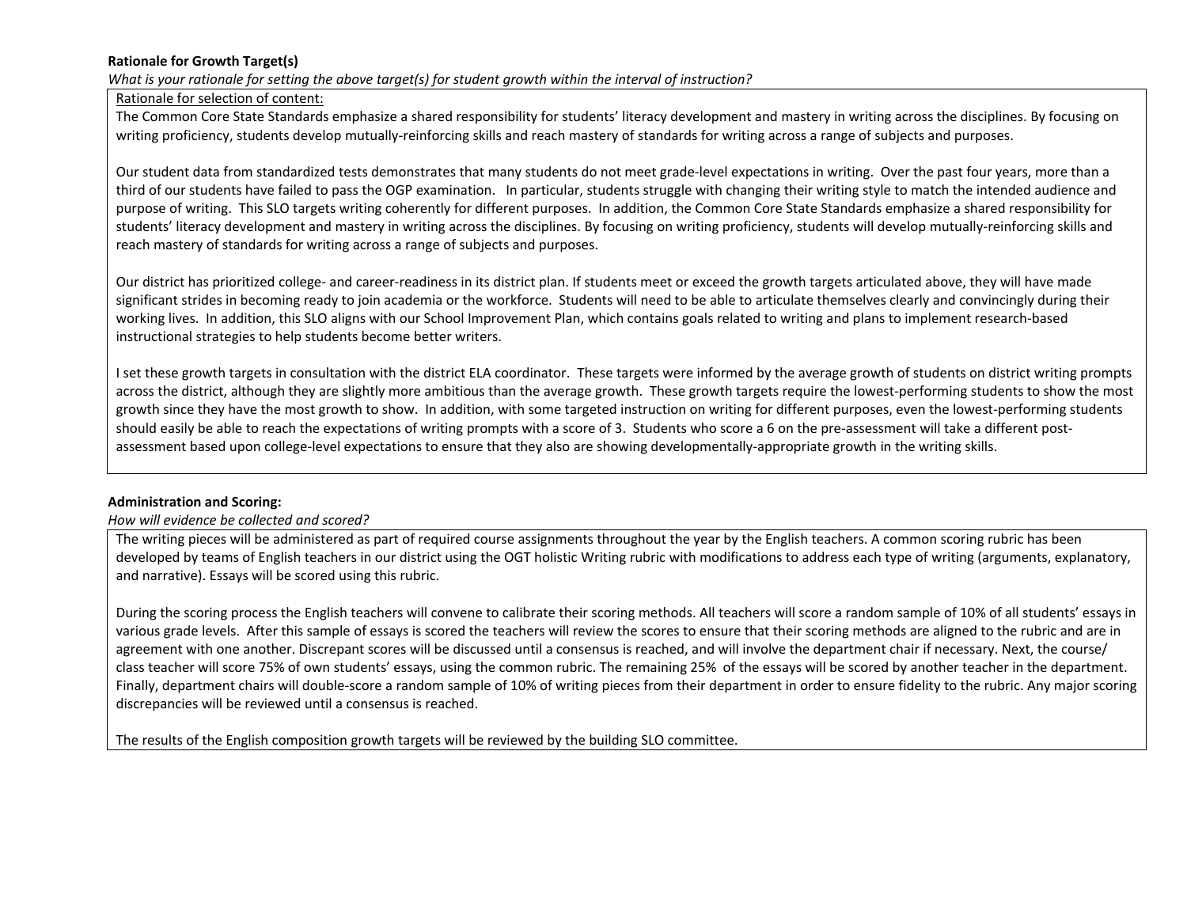**Rationale for Growth Target(s)**

*What is your rationale for setting the above target(s) for student growth within the interval of instruction?*

Rationale for selection of content:

The Common Core State Standards emphasize a shared responsibility for students' literacy development and mastery in writing across the disciplines. By focusing on writing proficiency, students develop mutually-reinforcing skills and reach mastery of standards for writing across a range of subjects and purposes.

Our student data from standardized tests demonstrates that many students do not meet grade-level expectations in writing. Over the past four years, more than a third of our students have failed to pass the OGP examination. In particular, students struggle with changing their writing style to match the intended audience and purpose of writing. This SLO targets writing coherently for different purposes. In addition, the Common Core State Standards emphasize a shared responsibility for students' literacy development and mastery in writing across the disciplines. By focusing on writing proficiency, students will develop mutually-reinforcing skills and reach mastery of standards for writing across a range of subjects and purposes.

Our district has prioritized college- and career-readiness in its district plan. If students meet or exceed the growth targets articulated above, they will have made significant strides in becoming ready to join academia or the workforce. Students will need to be able to articulate themselves clearly and convincingly during their working lives. In addition, this SLO aligns with our School Improvement Plan, which contains goals related to writing and plans to implement research-based instructional strategies to help students become better writers.

I set these growth targets in consultation with the district ELA coordinator. These targets were informed by the average growth of students on district writing prompts across the district, although they are slightly more ambitious than the average growth. These growth targets require the lowest-performing students to show the most growth since they have the most growth to show. In addition, with some targeted instruction on writing for different purposes, even the lowest-performing students should easily be able to reach the expectations of writing prompts with a score of 3. Students who score a 6 on the pre-assessment will take a different post-assessment based upon college-level expectations to ensure that they also are showing developmentally-appropriate growth in the writing skills.

**Administration and Scoring:**

*How will evidence be collected and scored?*

The writing pieces will be administered as part of required course assignments throughout the year by the English teachers. A common scoring rubric has been developed by teams of English teachers in our district using the OGT holistic Writing rubric with modifications to address each type of writing (arguments, explanatory, and narrative). Essays will be scored using this rubric.

During the scoring process the English teachers will convene to calibrate their scoring methods. All teachers will score a random sample of 10% of all students' essays in various grade levels. After this sample of essays is scored the teachers will review the scores to ensure that their scoring methods are aligned to the rubric and are in agreement with one another. Discrepant scores will be discussed until a consensus is reached, and will involve the department chair if necessary. Next, the course/ class teacher will score 75% of own students' essays, using the common rubric. The remaining 25% of the essays will be scored by another teacher in the department. Finally, department chairs will double-score a random sample of 10% of writing pieces from their department in order to ensure fidelity to the rubric. Any major scoring discrepancies will be reviewed until a consensus is reached.

The results of the English composition growth targets will be reviewed by the building SLO committee.